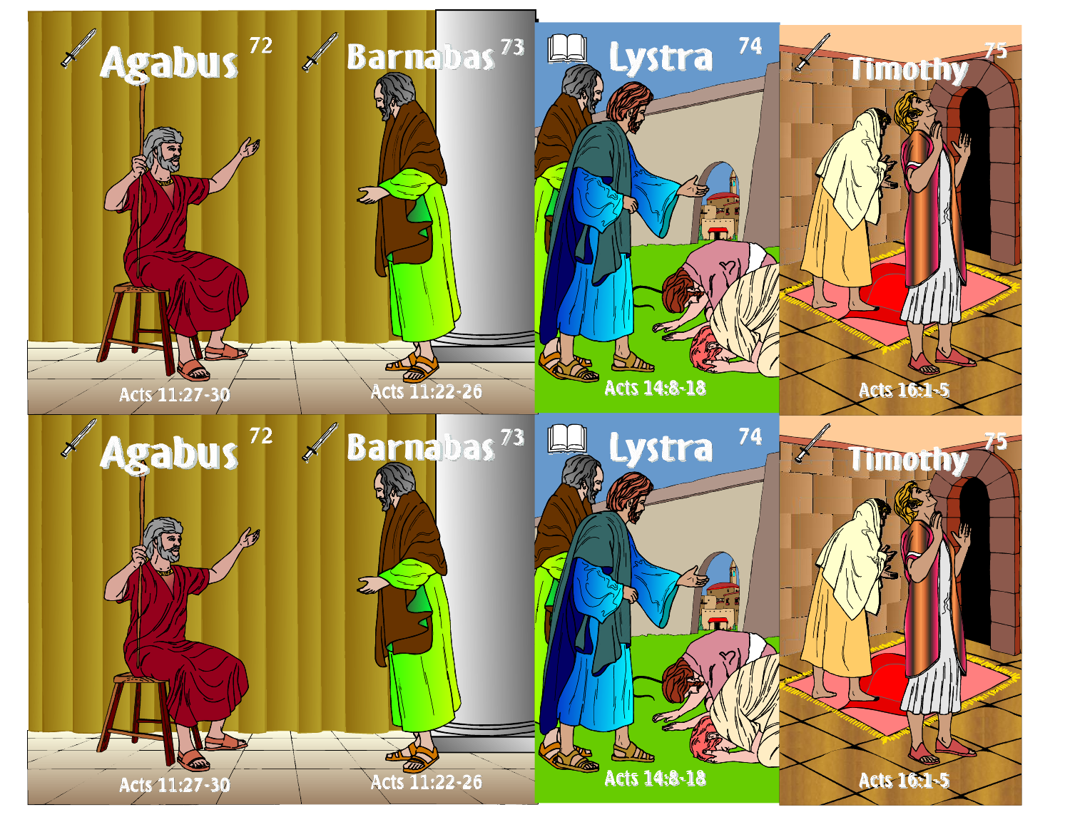Agabus 72

Acts 11:27-30

Barnabas 73

Acts 11:22-26

Lystra 74

Acts 14:8-18

Timothy 75

Acts 16:1-5

Agabus 72

Acts 11:27-30

Barnabas 73

Acts 11:22-26

Lystra 74

Acts 14:8-18

Timothy 75

Acts 16:1-5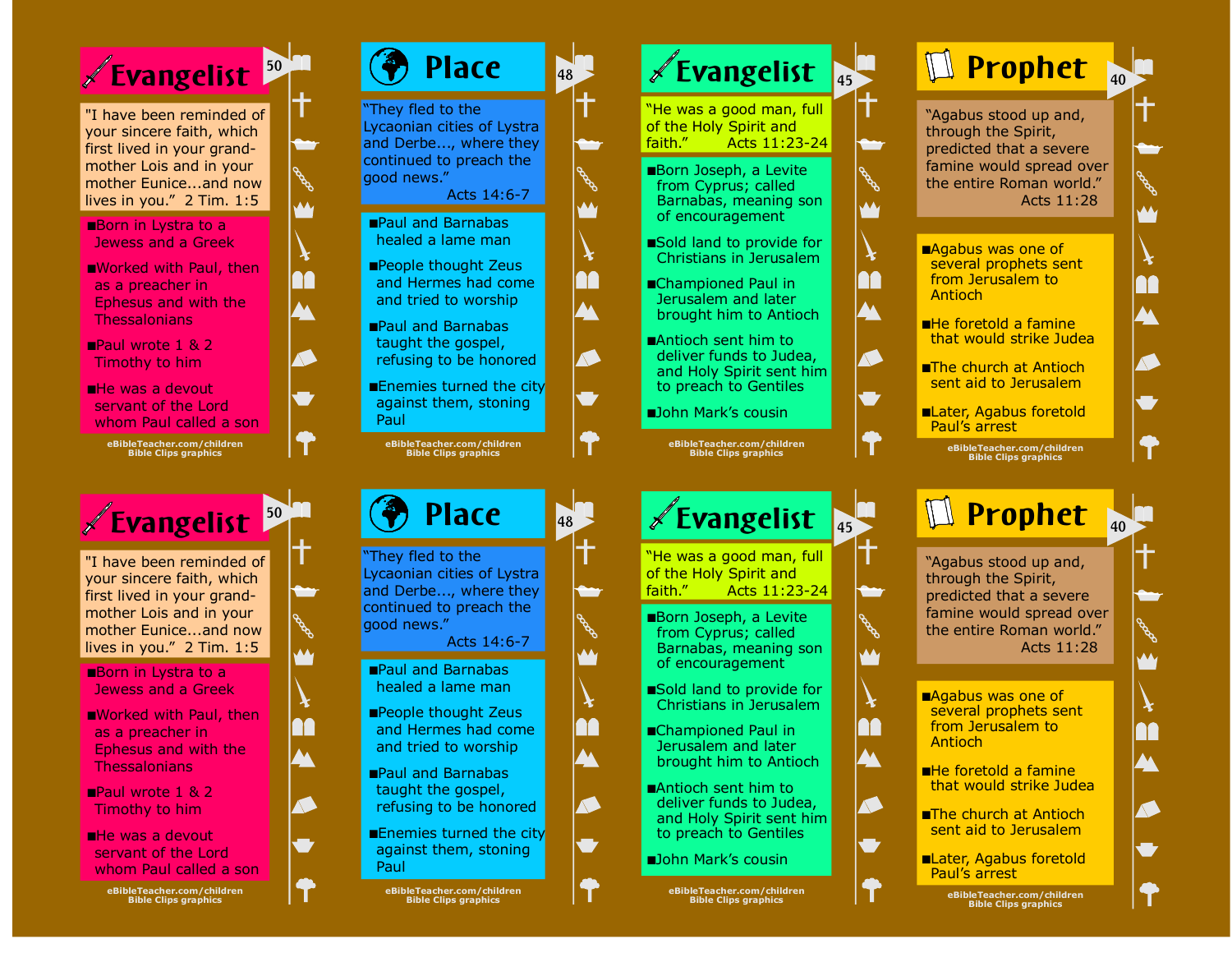## Evangelist

50

"I have been reminded of your sincere faith, which first lived in your grand-mother Lois and in your mother Eunice...and now lives in you." 2 Tim. 1:5

- Born in Lystra to a Jewess and a Greek
- Worked with Paul, then as a preacher in Ephesus and with the Thessalonians
- Paul wrote 1 & 2 Timothy to him
- He was a devout servant of the Lord whom Paul called a son

eBibleTeacher.com/children
Bible Clips graphics

## Place

48

"They fled to the Lycaonian cities of Lystra and Derbe..., where they continued to preach the good news."
Acts 14:6-7

- Paul and Barnabas healed a lame man
- People thought Zeus and Hermes had come and tried to worship
- Paul and Barnabas taught the gospel, refusing to be honored
- Enemies turned the city against them, stoning Paul

eBibleTeacher.com/children
Bible Clips graphics

## Evangelist

45

"He was a good man, full of the Holy Spirit and faith." Acts 11:23-24

- Born Joseph, a Levite from Cyprus; called Barnabas, meaning son of encouragement
- Sold land to provide for Christians in Jerusalem
- Championed Paul in Jerusalem and later brought him to Antioch
- Antioch sent him to deliver funds to Judea, and Holy Spirit sent him to preach to Gentiles
- John Mark's cousin

eBibleTeacher.com/children
Bible Clips graphics

## Prophet

40

"Agabus stood up and, through the Spirit, predicted that a severe famine would spread over the entire Roman world."
Acts 11:28

- Agabus was one of several prophets sent from Jerusalem to Antioch
- He foretold a famine that would strike Judea
- The church at Antioch sent aid to Jerusalem
- Later, Agabus foretold Paul's arrest

eBibleTeacher.com/children
Bible Clips graphics

## Evangelist

50

"I have been reminded of your sincere faith, which first lived in your grand-mother Lois and in your mother Eunice...and now lives in you." 2 Tim. 1:5

- Born in Lystra to a Jewess and a Greek
- Worked with Paul, then as a preacher in Ephesus and with the Thessalonians
- Paul wrote 1 & 2 Timothy to him
- He was a devout servant of the Lord whom Paul called a son

eBibleTeacher.com/children
Bible Clips graphics

## Place

48

"They fled to the Lycaonian cities of Lystra and Derbe..., where they continued to preach the good news."
Acts 14:6-7

- Paul and Barnabas healed a lame man
- People thought Zeus and Hermes had come and tried to worship
- Paul and Barnabas taught the gospel, refusing to be honored
- Enemies turned the city against them, stoning Paul

eBibleTeacher.com/children
Bible Clips graphics

## Evangelist

45

"He was a good man, full of the Holy Spirit and faith." Acts 11:23-24

- Born Joseph, a Levite from Cyprus; called Barnabas, meaning son of encouragement
- Sold land to provide for Christians in Jerusalem
- Championed Paul in Jerusalem and later brought him to Antioch
- Antioch sent him to deliver funds to Judea, and Holy Spirit sent him to preach to Gentiles
- John Mark's cousin

eBibleTeacher.com/children
Bible Clips graphics

## Prophet

40

"Agabus stood up and, through the Spirit, predicted that a severe famine would spread over the entire Roman world."
Acts 11:28

- Agabus was one of several prophets sent from Jerusalem to Antioch
- He foretold a famine that would strike Judea
- The church at Antioch sent aid to Jerusalem
- Later, Agabus foretold Paul's arrest

eBibleTeacher.com/children
Bible Clips graphics